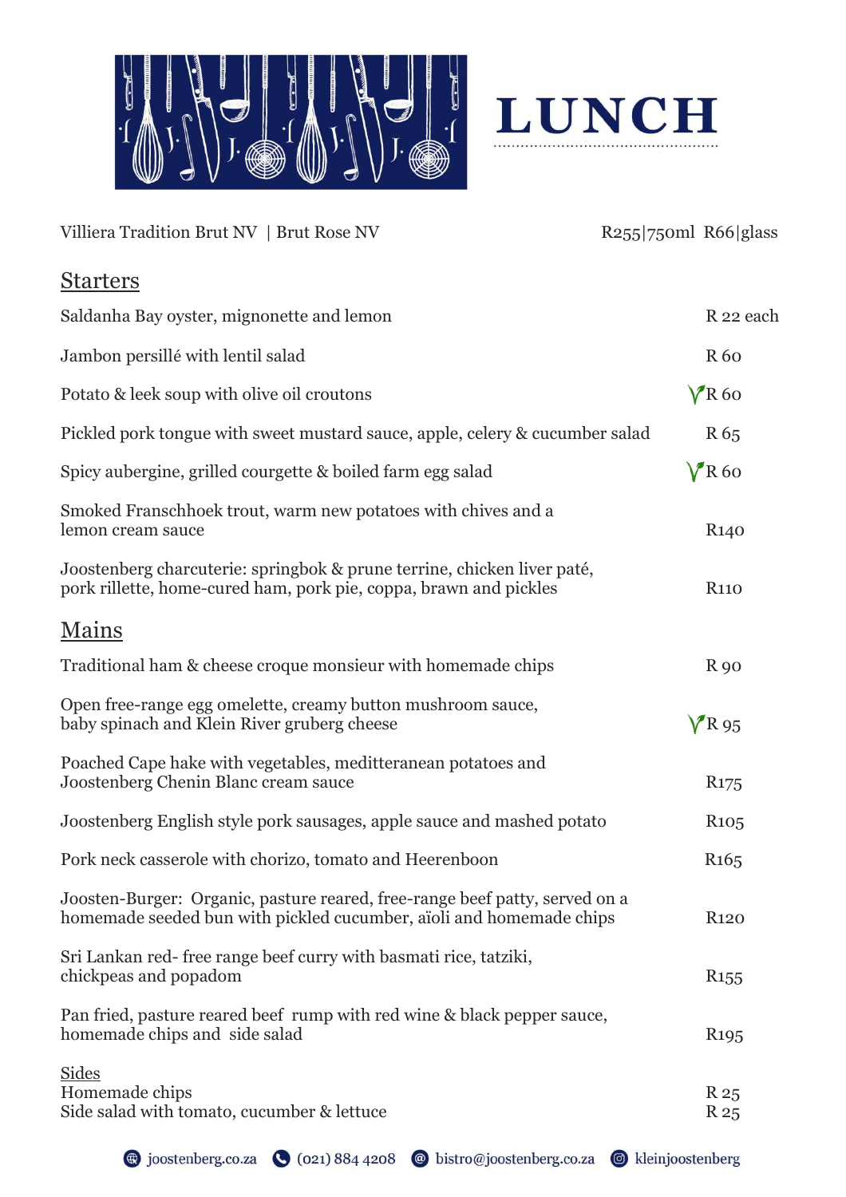# LUNCH

Villiera Tradition Brut NV | Brut Rose NV — R255|750ml R66|glass

## Starters

| Item | Price |
|---|---|
| Saldanha Bay oyster, mignonette and lemon | R 22 each |
| Jambon persillé with lentil salad | R 60 |
| Potato & leek soup with olive oil croutons | (V) R 60 |
| Pickled pork tongue with sweet mustard sauce, apple, celery & cucumber salad | R 65 |
| Spicy aubergine, grilled courgette & boiled farm egg salad | (V) R 60 |
| Smoked Franschhoek trout, warm new potatoes with chives and a lemon cream sauce | R140 |
| Joostenberg charcuterie: springbok & prune terrine, chicken liver paté, pork rillette, home-cured ham, pork pie, coppa, brawn and pickles | R110 |

## Mains

| Item | Price |
|---|---|
| Traditional ham & cheese croque monsieur with homemade chips | R 90 |
| Open free-range egg omelette, creamy button mushroom sauce, baby spinach and Klein River gruberg cheese | (V) R 95 |
| Poached Cape hake with vegetables, meditteranean potatoes and Joostenberg Chenin Blanc cream sauce | R175 |
| Joostenberg English style pork sausages, apple sauce and mashed potato | R105 |
| Pork neck casserole with chorizo, tomato and Heerenboon | R165 |
| Joosten-Burger: Organic, pasture reared, free-range beef patty, served on a homemade seeded bun with pickled cucumber, aïoli and homemade chips | R120 |
| Sri Lankan red- free range beef curry with basmati rice, tatziki, chickpeas and popadom | R155 |
| Pan fried, pasture reared beef rump with red wine & black pepper sauce, homemade chips and side salad | R195 |

### Sides

| Item | Price |
|---|---|
| Homemade chips | R 25 |
| Side salad with tomato, cucumber & lettuce | R 25 |

joostenberg.co.za | (021) 884 4208 | bistro@joostenberg.co.za | kleinjoostenberg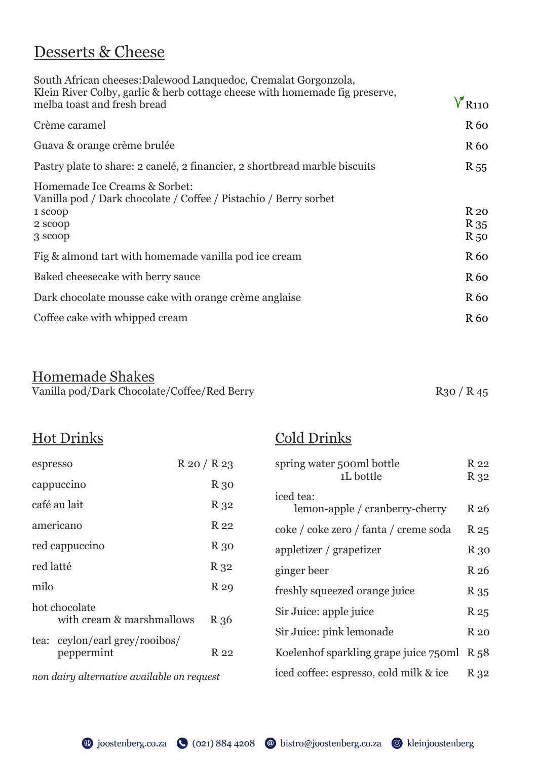## Desserts & Cheese

| | |
|---|---|
| South African cheeses:Dalewood Lanquedoc, Cremalat Gorgonzola, Klein River Colby, garlic & herb cottage cheese with homemade fig preserve, melba toast and fresh bread | V R110 |
| Crème caramel | R 60 |
| Guava & orange crème brulée | R 60 |
| Pastry plate to share: 2 canelé, 2 financier, 2 shortbread marble biscuits | R 55 |
| Homemade Ice Creams & Sorbet: Vanilla pod / Dark chocolate / Coffee / Pistachio / Berry sorbet | |
| 1 scoop | R 20 |
| 2 scoop | R 35 |
| 3 scoop | R 50 |
| Fig & almond tart with homemade vanilla pod ice cream | R 60 |
| Baked cheesecake with berry sauce | R 60 |
| Dark chocolate mousse cake with orange crème anglaise | R 60 |
| Coffee cake with whipped cream | R 60 |

## Homemade Shakes

Vanilla pod/Dark Chocolate/Coffee/Red Berry — R30 / R 45

## Hot Drinks

| | |
|---|---|
| espresso | R 20 / R 23 |
| cappuccino | R 30 |
| café au lait | R 32 |
| americano | R 22 |
| red cappuccino | R 30 |
| red latté | R 32 |
| milo | R 29 |
| hot chocolate with cream & marshmallows | R 36 |
| tea: ceylon/earl grey/rooibos/ peppermint | R 22 |

*non dairy alternative available on request*

## Cold Drinks

| | |
|---|---|
| spring water 500ml bottle | R 22 |
| 1L bottle | R 32 |
| iced tea: lemon-apple / cranberry-cherry | R 26 |
| coke / coke zero / fanta / creme soda | R 25 |
| appletizer / grapetizer | R 30 |
| ginger beer | R 26 |
| freshly squeezed orange juice | R 35 |
| Sir Juice: apple juice | R 25 |
| Sir Juice: pink lemonade | R 20 |
| Koelenhof sparkling grape juice 750ml | R 58 |
| iced coffee: espresso, cold milk & ice | R 32 |

joostenberg.co.za (021) 884 4208 bistro@joostenberg.co.za kleinjoostenberg